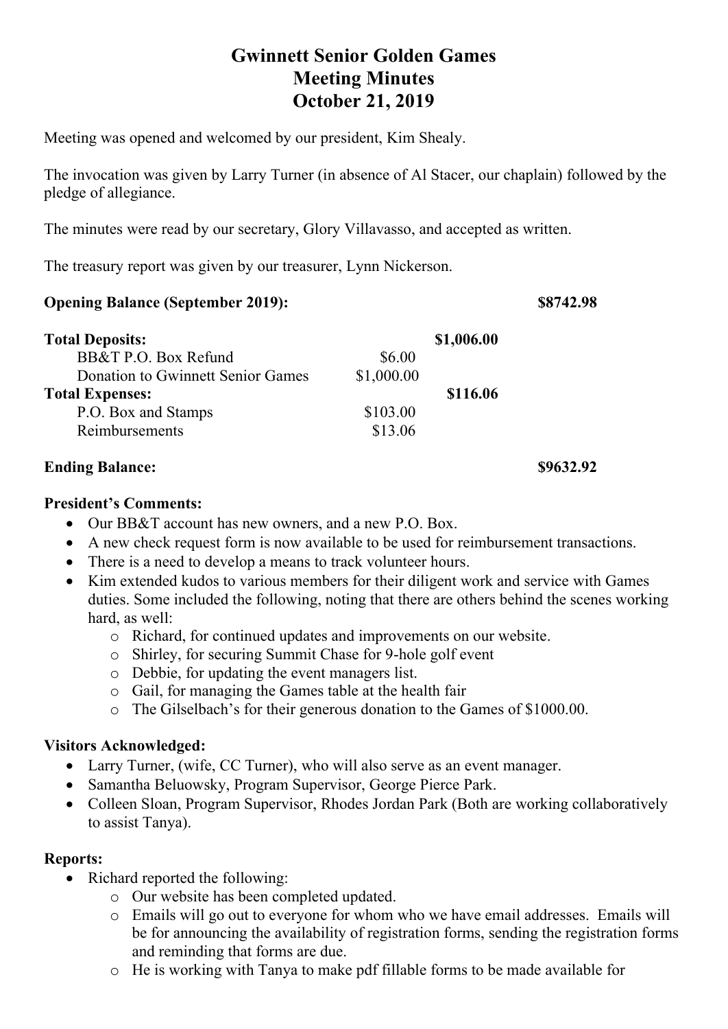# Gwinnett Senior Golden Games
# Meeting Minutes
# October 21, 2019

Meeting was opened and welcomed by our president, Kim Shealy.

The invocation was given by Larry Turner (in absence of Al Stacer, our chaplain) followed by the pledge of allegiance.

The minutes were read by our secretary, Glory Villavasso, and accepted as written.

The treasury report was given by our treasurer, Lynn Nickerson.

| | | | |
|---|---|---|---|
| **Opening Balance (September 2019):** | | | **$8742.98** |
| **Total Deposits:** | | **$1,006.00** | |
| BB&T P.O. Box Refund | $6.00 | | |
| Donation to Gwinnett Senior Games | $1,000.00 | | |
| **Total Expenses:** | | **$116.06** | |
| P.O. Box and Stamps | $103.00 | | |
| Reimbursements | $13.06 | | |
| **Ending Balance:** | | | **$9632.92** |

**President's Comments:**

- Our BB&T account has new owners, and a new P.O. Box.
- A new check request form is now available to be used for reimbursement transactions.
- There is a need to develop a means to track volunteer hours.
- Kim extended kudos to various members for their diligent work and service with Games duties. Some included the following, noting that there are others behind the scenes working hard, as well:
  - Richard, for continued updates and improvements on our website.
  - Shirley, for securing Summit Chase for 9-hole golf event
  - Debbie, for updating the event managers list.
  - Gail, for managing the Games table at the health fair
  - The Gilselbach's for their generous donation to the Games of $1000.00.

**Visitors Acknowledged:**

- Larry Turner, (wife, CC Turner), who will also serve as an event manager.
- Samantha Beluowsky, Program Supervisor, George Pierce Park.
- Colleen Sloan, Program Supervisor, Rhodes Jordan Park (Both are working collaboratively to assist Tanya).

**Reports:**

- Richard reported the following:
  - Our website has been completed updated.
  - Emails will go out to everyone for whom who we have email addresses. Emails will be for announcing the availability of registration forms, sending the registration forms and reminding that forms are due.
  - He is working with Tanya to make pdf fillable forms to be made available for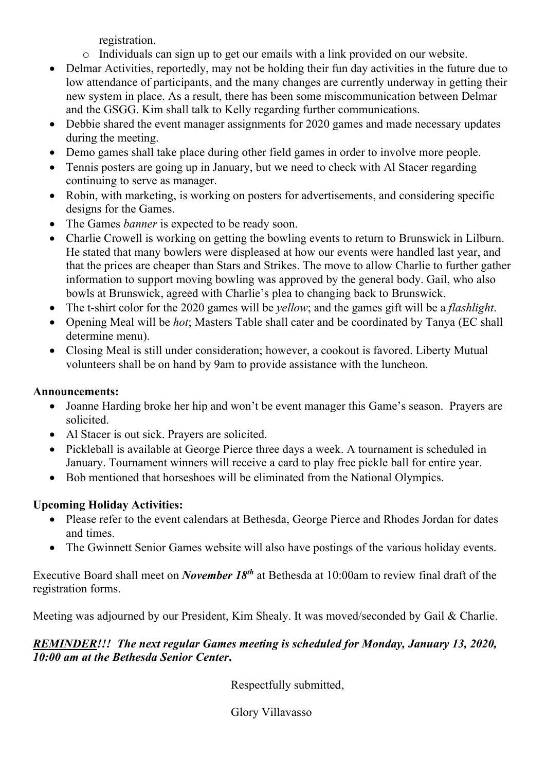registration.

   - Individuals can sign up to get our emails with a link provided on our website.

- Delmar Activities, reportedly, may not be holding their fun day activities in the future due to low attendance of participants, and the many changes are currently underway in getting their new system in place. As a result, there has been some miscommunication between Delmar and the GSGG. Kim shall talk to Kelly regarding further communications.
- Debbie shared the event manager assignments for 2020 games and made necessary updates during the meeting.
- Demo games shall take place during other field games in order to involve more people.
- Tennis posters are going up in January, but we need to check with Al Stacer regarding continuing to serve as manager.
- Robin, with marketing, is working on posters for advertisements, and considering specific designs for the Games.
- The Games *banner* is expected to be ready soon.
- Charlie Crowell is working on getting the bowling events to return to Brunswick in Lilburn. He stated that many bowlers were displeased at how our events were handled last year, and that the prices are cheaper than Stars and Strikes. The move to allow Charlie to further gather information to support moving bowling was approved by the general body. Gail, who also bowls at Brunswick, agreed with Charlie's plea to changing back to Brunswick.
- The t-shirt color for the 2020 games will be *yellow*; and the games gift will be a *flashlight*.
- Opening Meal will be *hot*; Masters Table shall cater and be coordinated by Tanya (EC shall determine menu).
- Closing Meal is still under consideration; however, a cookout is favored. Liberty Mutual volunteers shall be on hand by 9am to provide assistance with the luncheon.

**Announcements:**

- Joanne Harding broke her hip and won't be event manager this Game's season. Prayers are solicited.
- Al Stacer is out sick. Prayers are solicited.
- Pickleball is available at George Pierce three days a week. A tournament is scheduled in January. Tournament winners will receive a card to play free pickle ball for entire year.
- Bob mentioned that horseshoes will be eliminated from the National Olympics.

**Upcoming Holiday Activities:**

- Please refer to the event calendars at Bethesda, George Pierce and Rhodes Jordan for dates and times.
- The Gwinnett Senior Games website will also have postings of the various holiday events.

Executive Board shall meet on ***November 18th*** at Bethesda at 10:00am to review final draft of the registration forms.

Meeting was adjourned by our President, Kim Shealy. It was moved/seconded by Gail & Charlie.

***<u>REMINDER!!!</u> The next regular Games meeting is scheduled for Monday, January 13, 2020, 10:00 am at the Bethesda Senior Center.***

Respectfully submitted,

Glory Villavasso